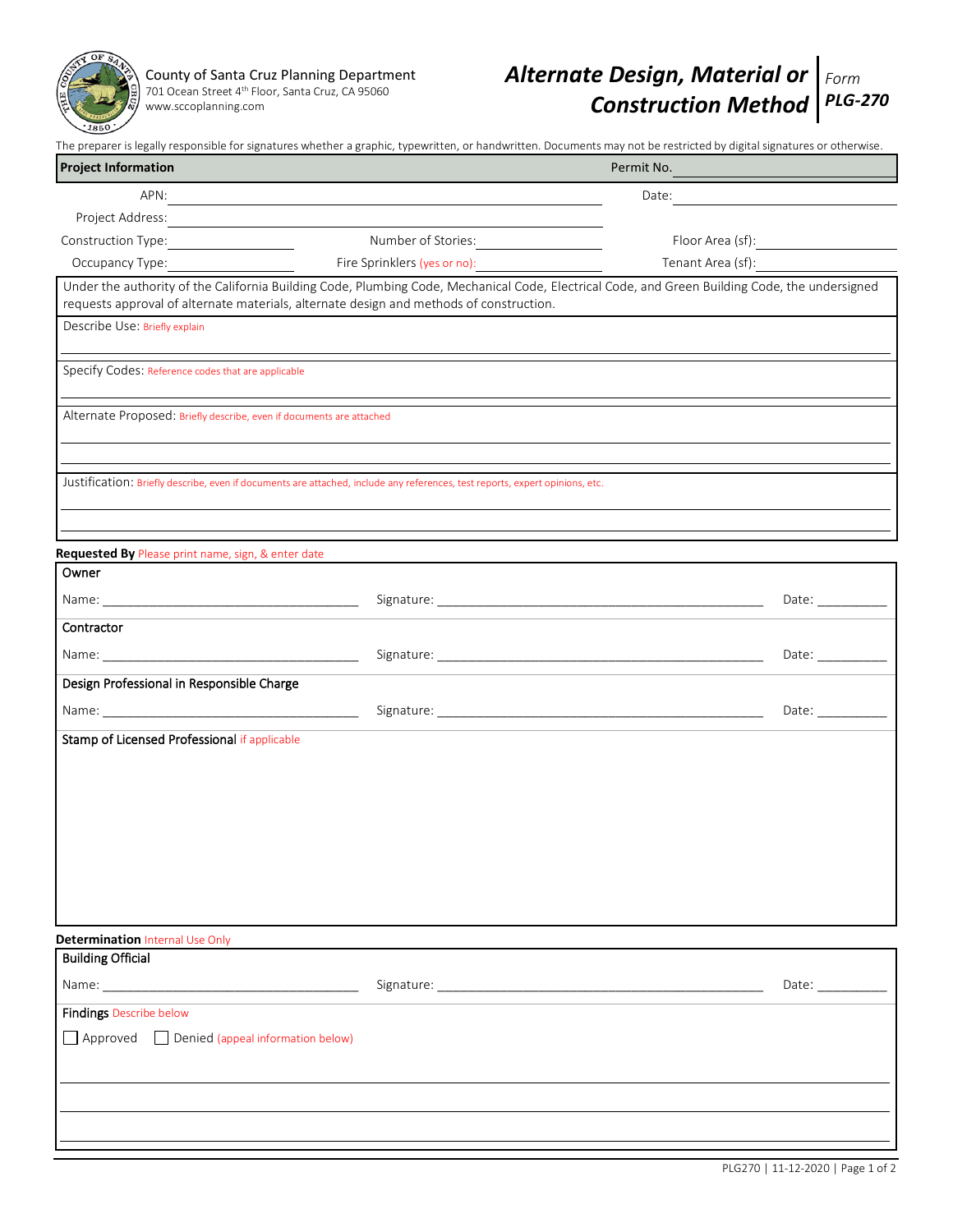County of Santa Cruz Planning Department
701 Ocean Street 4th Floor, Santa Cruz, CA 95060
www.sccoplanning.com

# Alternate Design, Material or Construction Method

Form **PLG-270**

The preparer is legally responsible for signatures whether a graphic, typewritten, or handwritten. Documents may not be restricted by digital signatures or otherwise.

## Project Information

Permit No. ____________________

APN: ____________________ Date: ____________________

Project Address: ____________________

Construction Type: ____________ Number of Stories: ____________ Floor Area (sf): ____________

Occupancy Type: ____________ Fire Sprinklers (yes or no): ____________ Tenant Area (sf): ____________

Under the authority of the California Building Code, Plumbing Code, Mechanical Code, Electrical Code, and Green Building Code, the undersigned requests approval of alternate materials, alternate design and methods of construction.

Describe Use: Briefly explain

____________________

Specify Codes: Reference codes that are applicable

____________________

Alternate Proposed: Briefly describe, even if documents are attached

____________________

____________________

Justification: Briefly describe, even if documents are attached, include any references, test reports, expert opinions, etc.

____________________

____________________

## Requested By Please print name, sign, & enter date

**Owner**

Name: ____________________ Signature: ____________________ Date: __________

**Contractor**

Name: ____________________ Signature: ____________________ Date: __________

**Design Professional in Responsible Charge**

Name: ____________________ Signature: ____________________ Date: __________

**Stamp of Licensed Professional** if applicable

## Determination Internal Use Only

**Building Official**

Name: ____________________ Signature: ____________________ Date: __________

**Findings** Describe below

☐ Approved ☐ Denied (appeal information below)

____________________

____________________

____________________

PLG270 | 11-12-2020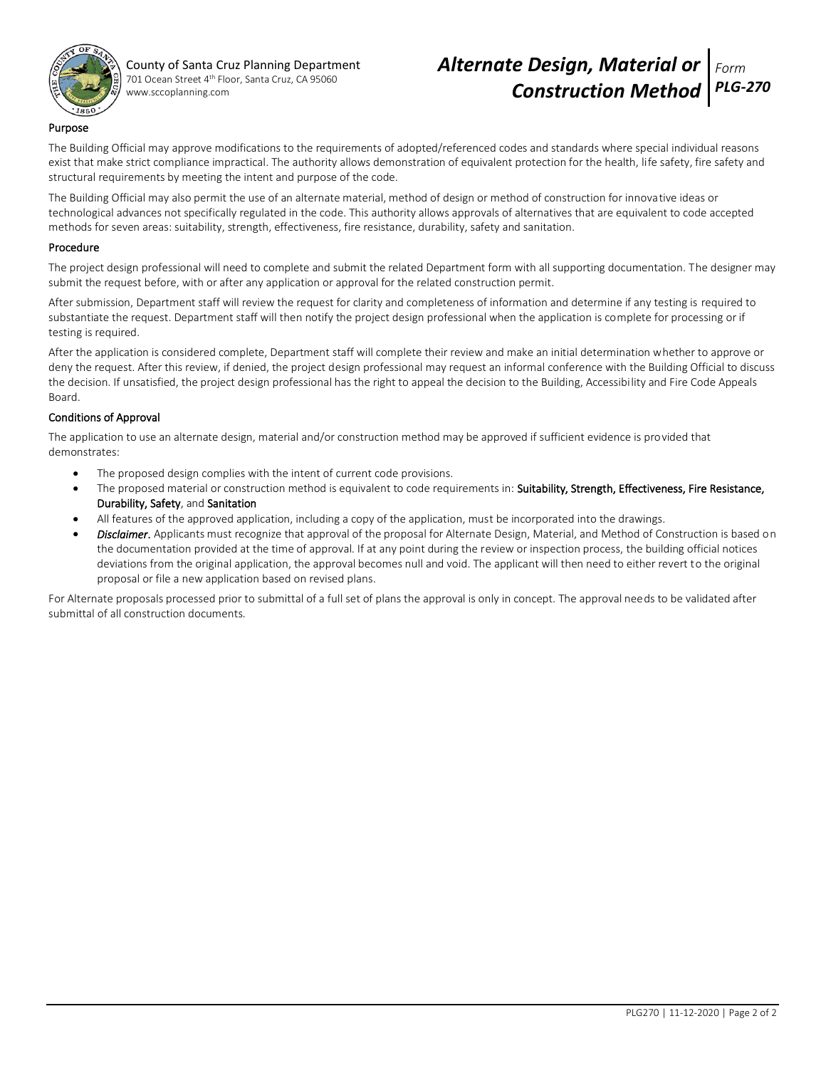County of Santa Cruz Planning Department
701 Ocean Street 4th Floor, Santa Cruz, CA 95060
www.sccoplanning.com

# *Alternate Design, Material or Construction Method* | *Form* ***PLG-270***

## Purpose

The Building Official may approve modifications to the requirements of adopted/referenced codes and standards where special individual reasons exist that make strict compliance impractical. The authority allows demonstration of equivalent protection for the health, life safety, fire safety and structural requirements by meeting the intent and purpose of the code.

The Building Official may also permit the use of an alternate material, method of design or method of construction for innovative ideas or technological advances not specifically regulated in the code. This authority allows approvals of alternatives that are equivalent to code accepted methods for seven areas: suitability, strength, effectiveness, fire resistance, durability, safety and sanitation.

## Procedure

The project design professional will need to complete and submit the related Department form with all supporting documentation. The designer may submit the request before, with or after any application or approval for the related construction permit.

After submission, Department staff will review the request for clarity and completeness of information and determine if any testing is required to substantiate the request. Department staff will then notify the project design professional when the application is complete for processing or if testing is required.

After the application is considered complete, Department staff will complete their review and make an initial determination whether to approve or deny the request. After this review, if denied, the project design professional may request an informal conference with the Building Official to discuss the decision. If unsatisfied, the project design professional has the right to appeal the decision to the Building, Accessibility and Fire Code Appeals Board.

## Conditions of Approval

The application to use an alternate design, material and/or construction method may be approved if sufficient evidence is provided that demonstrates:

- The proposed design complies with the intent of current code provisions.
- The proposed material or construction method is equivalent to code requirements in: **Suitability, Strength, Effectiveness, Fire Resistance, Durability, Safety**, and **Sanitation**
- All features of the approved application, including a copy of the application, must be incorporated into the drawings.
- ***Disclaimer***. Applicants must recognize that approval of the proposal for Alternate Design, Material, and Method of Construction is based on the documentation provided at the time of approval. If at any point during the review or inspection process, the building official notices deviations from the original application, the approval becomes null and void. The applicant will then need to either revert to the original proposal or file a new application based on revised plans.

For Alternate proposals processed prior to submittal of a full set of plans the approval is only in concept. The approval needs to be validated after submittal of all construction documents.